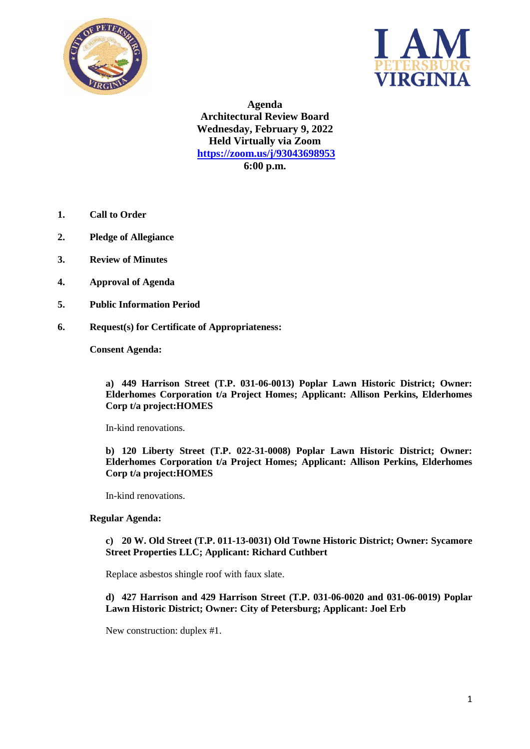**Agenda**
**Architectural Review Board**
**Wednesday, February 9, 2022**
**Held Virtually via Zoom**
**https://zoom.us/j/93043698953**
**6:00 p.m.**

1. **Call to Order**
2. **Pledge of Allegiance**
3. **Review of Minutes**
4. **Approval of Agenda**
5. **Public Information Period**
6. **Request(s) for Certificate of Appropriateness:**

**Consent Agenda:**

**a) 449 Harrison Street (T.P. 031-06-0013) Poplar Lawn Historic District; Owner: Elderhomes Corporation t/a Project Homes; Applicant: Allison Perkins, Elderhomes Corp t/a project:HOMES**

In-kind renovations.

**b) 120 Liberty Street (T.P. 022-31-0008) Poplar Lawn Historic District; Owner: Elderhomes Corporation t/a Project Homes; Applicant: Allison Perkins, Elderhomes Corp t/a project:HOMES**

In-kind renovations.

**Regular Agenda:**

**c) 20 W. Old Street (T.P. 011-13-0031) Old Towne Historic District; Owner: Sycamore Street Properties LLC; Applicant: Richard Cuthbert**

Replace asbestos shingle roof with faux slate.

**d) 427 Harrison and 429 Harrison Street (T.P. 031-06-0020 and 031-06-0019) Poplar Lawn Historic District; Owner: City of Petersburg; Applicant: Joel Erb**

New construction: duplex #1.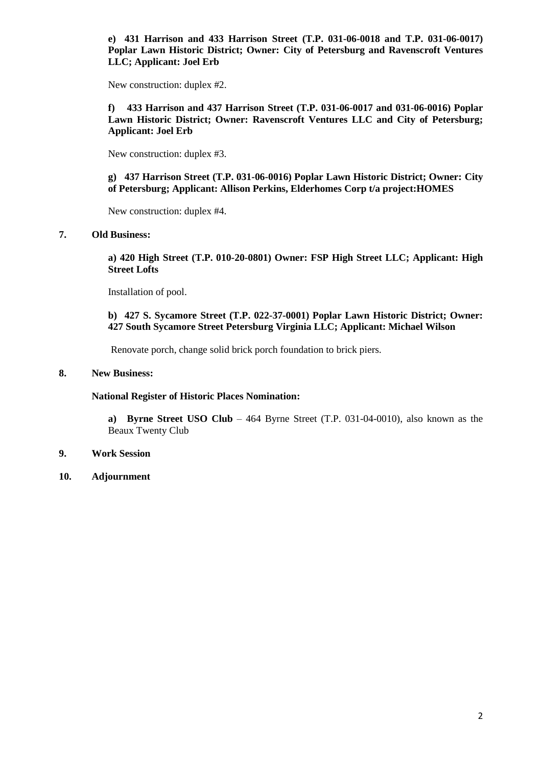**e) 431 Harrison and 433 Harrison Street (T.P. 031-06-0018 and T.P. 031-06-0017) Poplar Lawn Historic District; Owner: City of Petersburg and Ravenscroft Ventures LLC; Applicant: Joel Erb**

New construction: duplex #2.

**f) 433 Harrison and 437 Harrison Street (T.P. 031-06-0017 and 031-06-0016) Poplar Lawn Historic District; Owner: Ravenscroft Ventures LLC and City of Petersburg; Applicant: Joel Erb**

New construction: duplex #3.

**g) 437 Harrison Street (T.P. 031-06-0016) Poplar Lawn Historic District; Owner: City of Petersburg; Applicant: Allison Perkins, Elderhomes Corp t/a project:HOMES**

New construction: duplex #4.

**7. Old Business:**

**a) 420 High Street (T.P. 010-20-0801) Owner: FSP High Street LLC; Applicant: High Street Lofts**

Installation of pool.

**b) 427 S. Sycamore Street (T.P. 022-37-0001) Poplar Lawn Historic District; Owner: 427 South Sycamore Street Petersburg Virginia LLC; Applicant: Michael Wilson**

Renovate porch, change solid brick porch foundation to brick piers.

**8. New Business:**

**National Register of Historic Places Nomination:**

**a) Byrne Street USO Club** – 464 Byrne Street (T.P. 031-04-0010), also known as the Beaux Twenty Club

**9. Work Session**

**10. Adjournment**